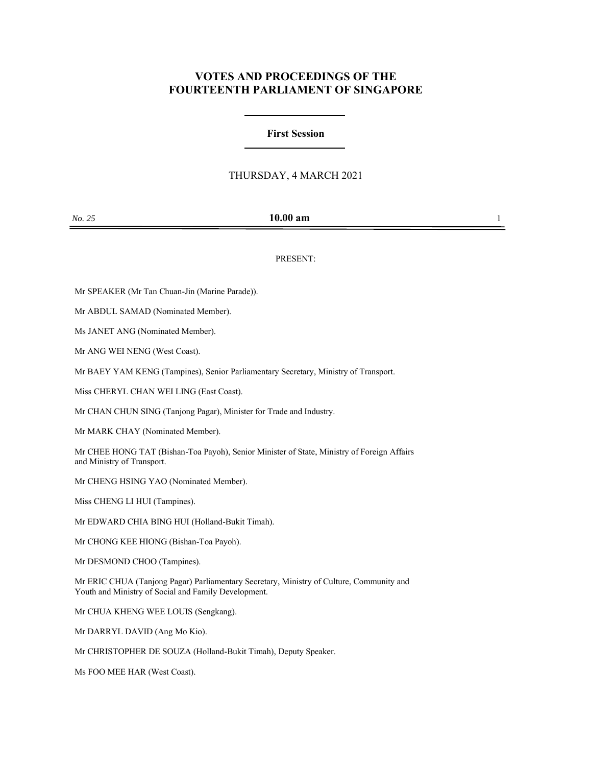# VOTES AND PROCEEDINGS OF THE FOURTEENTH PARLIAMENT OF SINGAPORE

## First Session

THURSDAY, 4 MARCH 2021

*No. 25* **10.00 am**

PRESENT:

Mr SPEAKER (Mr Tan Chuan-Jin (Marine Parade)).

Mr ABDUL SAMAD (Nominated Member).

Ms JANET ANG (Nominated Member).

Mr ANG WEI NENG (West Coast).

Mr BAEY YAM KENG (Tampines), Senior Parliamentary Secretary, Ministry of Transport.

Miss CHERYL CHAN WEI LING (East Coast).

Mr CHAN CHUN SING (Tanjong Pagar), Minister for Trade and Industry.

Mr MARK CHAY (Nominated Member).

Mr CHEE HONG TAT (Bishan-Toa Payoh), Senior Minister of State, Ministry of Foreign Affairs and Ministry of Transport.

Mr CHENG HSING YAO (Nominated Member).

Miss CHENG LI HUI (Tampines).

Mr EDWARD CHIA BING HUI (Holland-Bukit Timah).

Mr CHONG KEE HIONG (Bishan-Toa Payoh).

Mr DESMOND CHOO (Tampines).

Mr ERIC CHUA (Tanjong Pagar) Parliamentary Secretary, Ministry of Culture, Community and Youth and Ministry of Social and Family Development.

Mr CHUA KHENG WEE LOUIS (Sengkang).

Mr DARRYL DAVID (Ang Mo Kio).

Mr CHRISTOPHER DE SOUZA (Holland-Bukit Timah), Deputy Speaker.

Ms FOO MEE HAR (West Coast).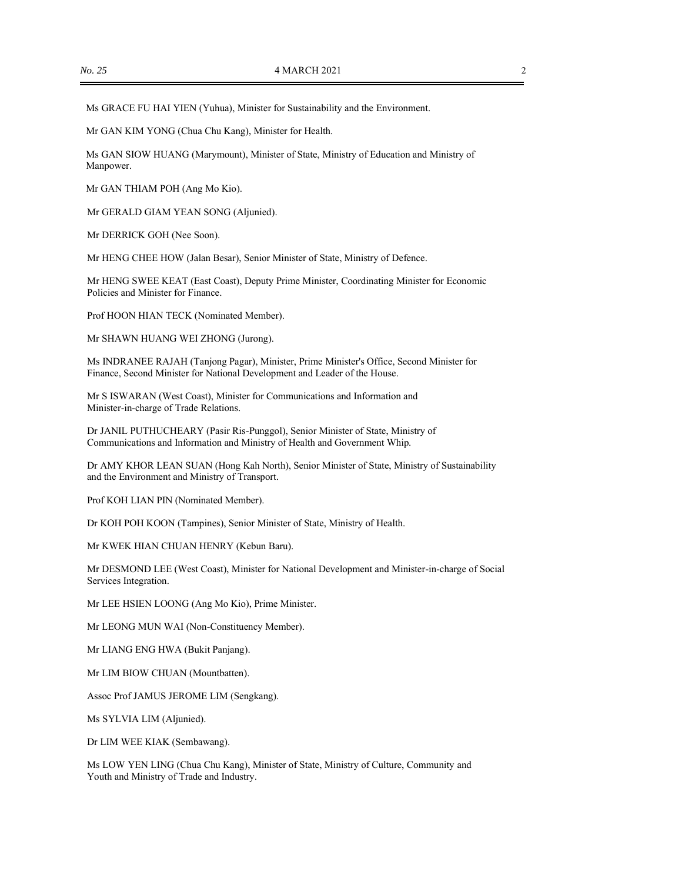Ms GRACE FU HAI YIEN (Yuhua), Minister for Sustainability and the Environment.

Mr GAN KIM YONG (Chua Chu Kang), Minister for Health.

Ms GAN SIOW HUANG (Marymount), Minister of State, Ministry of Education and Ministry of Manpower.

Mr GAN THIAM POH (Ang Mo Kio).

Mr GERALD GIAM YEAN SONG (Aljunied).

Mr DERRICK GOH (Nee Soon).

Mr HENG CHEE HOW (Jalan Besar), Senior Minister of State, Ministry of Defence.

Mr HENG SWEE KEAT (East Coast), Deputy Prime Minister, Coordinating Minister for Economic Policies and Minister for Finance.

Prof HOON HIAN TECK (Nominated Member).

Mr SHAWN HUANG WEI ZHONG (Jurong).

Ms INDRANEE RAJAH (Tanjong Pagar), Minister, Prime Minister's Office, Second Minister for Finance, Second Minister for National Development and Leader of the House.

Mr S ISWARAN (West Coast), Minister for Communications and Information and Minister-in-charge of Trade Relations.

Dr JANIL PUTHUCHEARY (Pasir Ris-Punggol), Senior Minister of State, Ministry of Communications and Information and Ministry of Health and Government Whip.

Dr AMY KHOR LEAN SUAN (Hong Kah North), Senior Minister of State, Ministry of Sustainability and the Environment and Ministry of Transport.

Prof KOH LIAN PIN (Nominated Member).

Dr KOH POH KOON (Tampines), Senior Minister of State, Ministry of Health.

Mr KWEK HIAN CHUAN HENRY (Kebun Baru).

Mr DESMOND LEE (West Coast), Minister for National Development and Minister-in-charge of Social Services Integration.

Mr LEE HSIEN LOONG (Ang Mo Kio), Prime Minister.

Mr LEONG MUN WAI (Non-Constituency Member).

Mr LIANG ENG HWA (Bukit Panjang).

Mr LIM BIOW CHUAN (Mountbatten).

Assoc Prof JAMUS JEROME LIM (Sengkang).

Ms SYLVIA LIM (Aljunied).

Dr LIM WEE KIAK (Sembawang).

Ms LOW YEN LING (Chua Chu Kang), Minister of State, Ministry of Culture, Community and Youth and Ministry of Trade and Industry.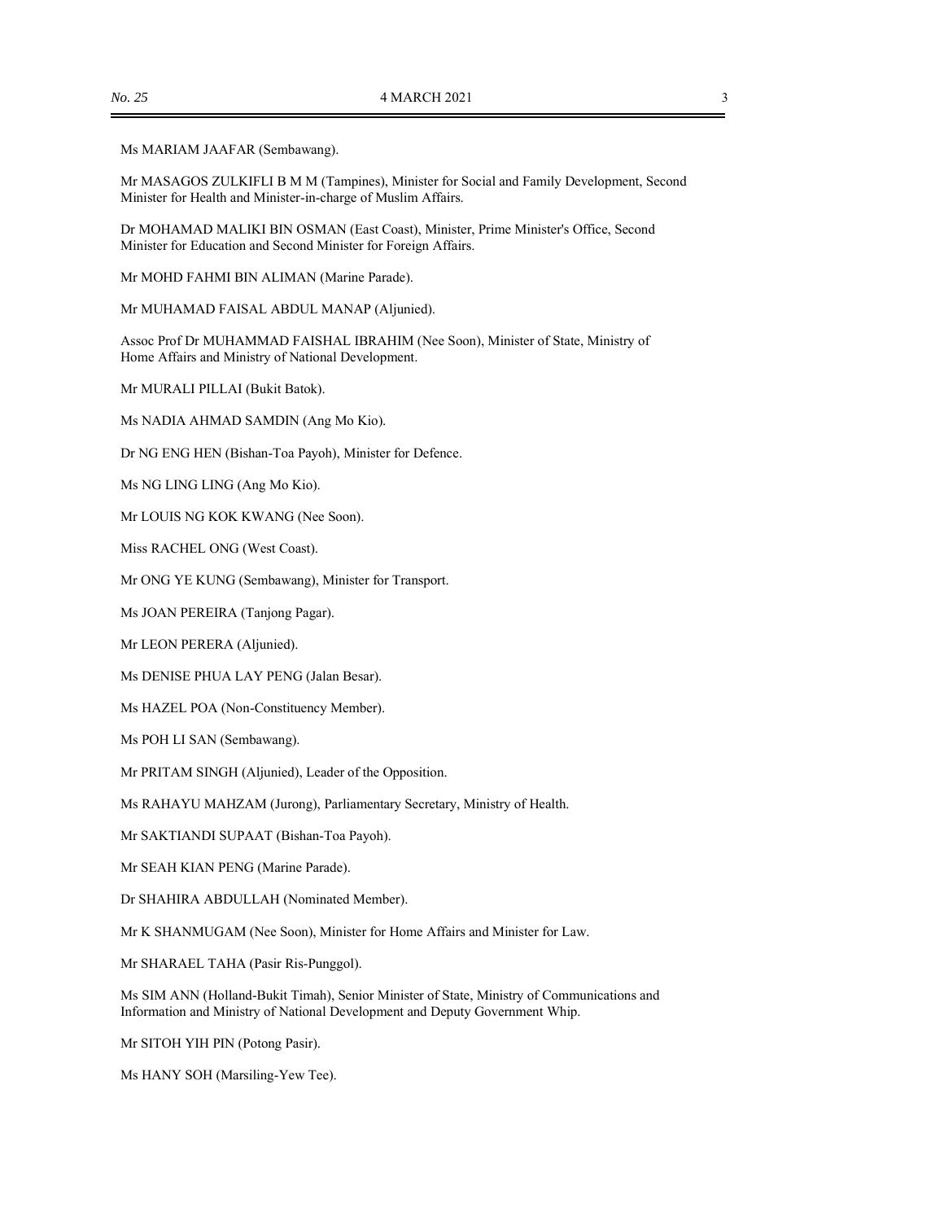Ms MARIAM JAAFAR (Sembawang).

Mr MASAGOS ZULKIFLI B M M (Tampines), Minister for Social and Family Development, Second Minister for Health and Minister-in-charge of Muslim Affairs.

Dr MOHAMAD MALIKI BIN OSMAN (East Coast), Minister, Prime Minister's Office, Second Minister for Education and Second Minister for Foreign Affairs.

Mr MOHD FAHMI BIN ALIMAN (Marine Parade).

Mr MUHAMAD FAISAL ABDUL MANAP (Aljunied).

Assoc Prof Dr MUHAMMAD FAISHAL IBRAHIM (Nee Soon), Minister of State, Ministry of Home Affairs and Ministry of National Development.

Mr MURALI PILLAI (Bukit Batok).

Ms NADIA AHMAD SAMDIN (Ang Mo Kio).

Dr NG ENG HEN (Bishan-Toa Payoh), Minister for Defence.

Ms NG LING LING (Ang Mo Kio).

Mr LOUIS NG KOK KWANG (Nee Soon).

Miss RACHEL ONG (West Coast).

Mr ONG YE KUNG (Sembawang), Minister for Transport.

Ms JOAN PEREIRA (Tanjong Pagar).

Mr LEON PERERA (Aljunied).

Ms DENISE PHUA LAY PENG (Jalan Besar).

Ms HAZEL POA (Non-Constituency Member).

Ms POH LI SAN (Sembawang).

Mr PRITAM SINGH (Aljunied), Leader of the Opposition.

Ms RAHAYU MAHZAM (Jurong), Parliamentary Secretary, Ministry of Health.

Mr SAKTIANDI SUPAAT (Bishan-Toa Payoh).

Mr SEAH KIAN PENG (Marine Parade).

Dr SHAHIRA ABDULLAH (Nominated Member).

Mr K SHANMUGAM (Nee Soon), Minister for Home Affairs and Minister for Law.

Mr SHARAEL TAHA (Pasir Ris-Punggol).

Ms SIM ANN (Holland-Bukit Timah), Senior Minister of State, Ministry of Communications and Information and Ministry of National Development and Deputy Government Whip.

Mr SITOH YIH PIN (Potong Pasir).

Ms HANY SOH (Marsiling-Yew Tee).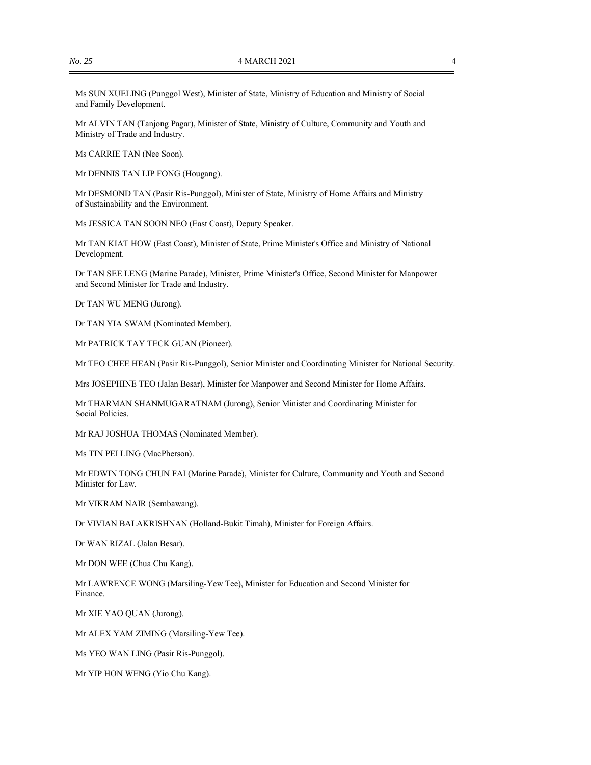Ms SUN XUELING (Punggol West), Minister of State, Ministry of Education and Ministry of Social and Family Development.

Mr ALVIN TAN (Tanjong Pagar), Minister of State, Ministry of Culture, Community and Youth and Ministry of Trade and Industry.

Ms CARRIE TAN (Nee Soon).

Mr DENNIS TAN LIP FONG (Hougang).

Mr DESMOND TAN (Pasir Ris-Punggol), Minister of State, Ministry of Home Affairs and Ministry of Sustainability and the Environment.

Ms JESSICA TAN SOON NEO (East Coast), Deputy Speaker.

Mr TAN KIAT HOW (East Coast), Minister of State, Prime Minister's Office and Ministry of National Development.

Dr TAN SEE LENG (Marine Parade), Minister, Prime Minister's Office, Second Minister for Manpower and Second Minister for Trade and Industry.

Dr TAN WU MENG (Jurong).

Dr TAN YIA SWAM (Nominated Member).

Mr PATRICK TAY TECK GUAN (Pioneer).

Mr TEO CHEE HEAN (Pasir Ris-Punggol), Senior Minister and Coordinating Minister for National Security.

Mrs JOSEPHINE TEO (Jalan Besar), Minister for Manpower and Second Minister for Home Affairs.

Mr THARMAN SHANMUGARATNAM (Jurong), Senior Minister and Coordinating Minister for Social Policies.

Mr RAJ JOSHUA THOMAS (Nominated Member).

Ms TIN PEI LING (MacPherson).

Mr EDWIN TONG CHUN FAI (Marine Parade), Minister for Culture, Community and Youth and Second Minister for Law.

Mr VIKRAM NAIR (Sembawang).

Dr VIVIAN BALAKRISHNAN (Holland-Bukit Timah), Minister for Foreign Affairs.

Dr WAN RIZAL (Jalan Besar).

Mr DON WEE (Chua Chu Kang).

Mr LAWRENCE WONG (Marsiling-Yew Tee), Minister for Education and Second Minister for Finance.

Mr XIE YAO QUAN (Jurong).

Mr ALEX YAM ZIMING (Marsiling-Yew Tee).

Ms YEO WAN LING (Pasir Ris-Punggol).

Mr YIP HON WENG (Yio Chu Kang).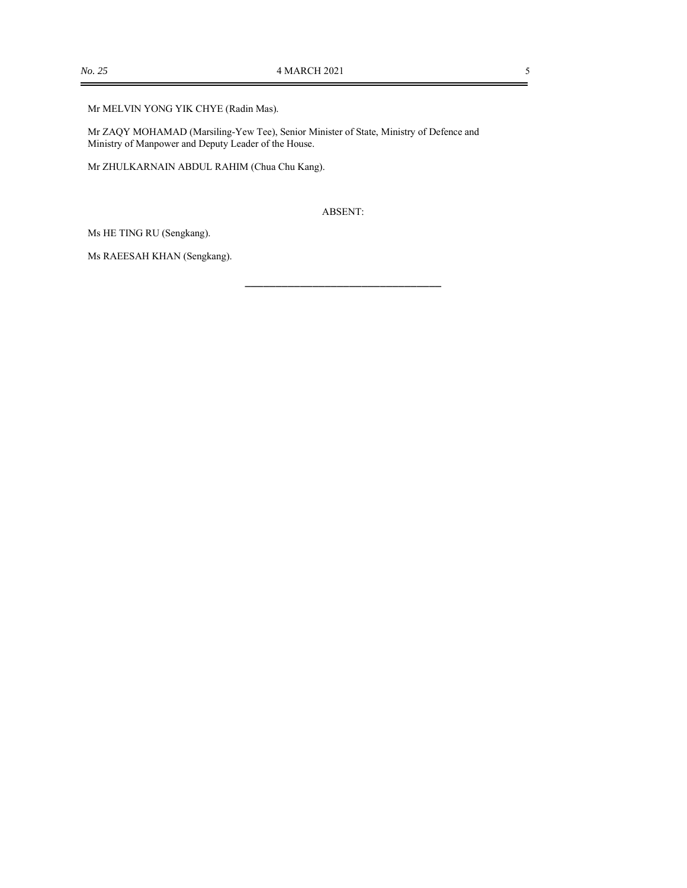Mr MELVIN YONG YIK CHYE (Radin Mas).

Mr ZAQY MOHAMAD (Marsiling-Yew Tee), Senior Minister of State, Ministry of Defence and Ministry of Manpower and Deputy Leader of the House.

Mr ZHULKARNAIN ABDUL RAHIM (Chua Chu Kang).

ABSENT:

Ms HE TING RU (Sengkang).

Ms RAEESAH KHAN (Sengkang).

---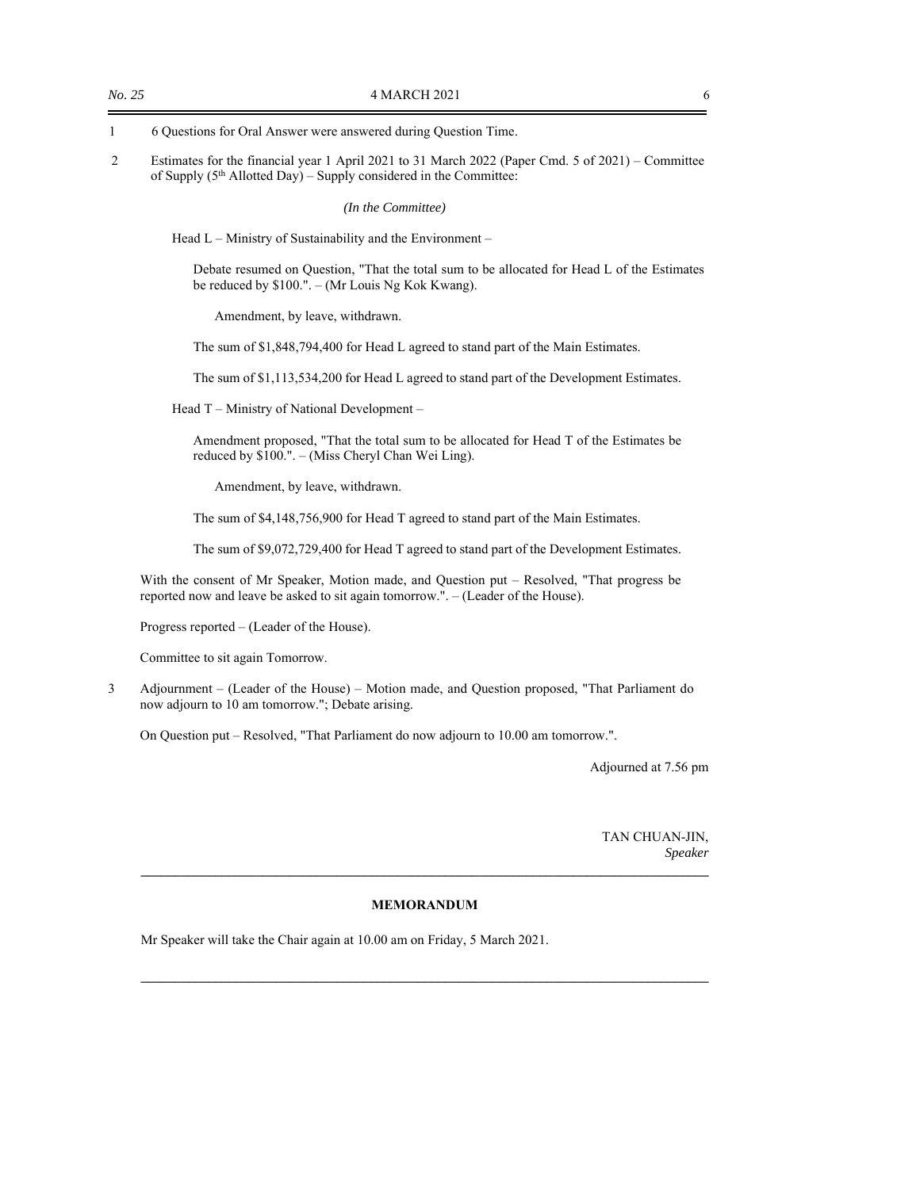1 6 Questions for Oral Answer were answered during Question Time.

2 Estimates for the financial year 1 April 2021 to 31 March 2022 (Paper Cmd. 5 of 2021) – Committee of Supply (5th Allotted Day) – Supply considered in the Committee:

*(In the Committee)*

Head L – Ministry of Sustainability and the Environment –

Debate resumed on Question, "That the total sum to be allocated for Head L of the Estimates be reduced by $100.". – (Mr Louis Ng Kok Kwang).

Amendment, by leave, withdrawn.

The sum of $1,848,794,400 for Head L agreed to stand part of the Main Estimates.

The sum of $1,113,534,200 for Head L agreed to stand part of the Development Estimates.

Head T – Ministry of National Development –

Amendment proposed, "That the total sum to be allocated for Head T of the Estimates be reduced by $100.". – (Miss Cheryl Chan Wei Ling).

Amendment, by leave, withdrawn.

The sum of $4,148,756,900 for Head T agreed to stand part of the Main Estimates.

The sum of $9,072,729,400 for Head T agreed to stand part of the Development Estimates.

With the consent of Mr Speaker, Motion made, and Question put – Resolved, "That progress be reported now and leave be asked to sit again tomorrow.". – (Leader of the House).

Progress reported – (Leader of the House).

Committee to sit again Tomorrow.

3 Adjournment – (Leader of the House) – Motion made, and Question proposed, "That Parliament do now adjourn to 10 am tomorrow."; Debate arising.

On Question put – Resolved, "That Parliament do now adjourn to 10.00 am tomorrow.".

Adjourned at 7.56 pm

TAN CHUAN-JIN,
*Speaker*

---

**MEMORANDUM**

Mr Speaker will take the Chair again at 10.00 am on Friday, 5 March 2021.

---